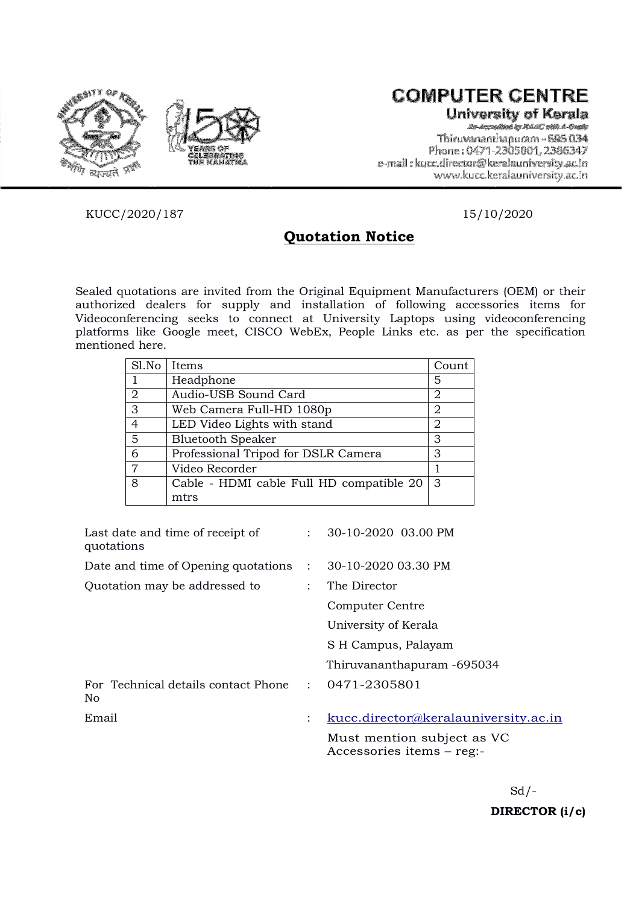# COMPUTER CENTRE

**University of Kerala**

Re-Accredited by NAAC with A-Grade

Thiruvananthapuram - 695 034

Phone : 0471-2305801, 2386347

e-mail : kucc.director@keralauniversity.ac.in

www.kucc.keralauniversity.ac.in

KUCC/2020/187 15/10/2020

## Quotation Notice

Sealed quotations are invited from the Original Equipment Manufacturers (OEM) or their authorized dealers for supply and installation of following accessories items for Videoconferencing seeks to connect at University Laptops using videoconferencing platforms like Google meet, CISCO WebEx, People Links etc. as per the specification mentioned here.

| Sl.No | Items | Count |
|---|---|---|
| 1 | Headphone | 5 |
| 2 | Audio-USB Sound Card | 2 |
| 3 | Web Camera Full-HD 1080p | 2 |
| 4 | LED Video Lights with stand | 2 |
| 5 | Bluetooth Speaker | 3 |
| 6 | Professional Tripod for DSLR Camera | 3 |
| 7 | Video Recorder | 1 |
| 8 | Cable - HDMI cable Full HD compatible 20 mtrs | 3 |

| | | |
|---|---|---|
| Last date and time of receipt of quotations | : | 30-10-2020 03.00 PM |
| Date and time of Opening quotations | : | 30-10-2020 03.30 PM |
| Quotation may be addressed to | : | The Director<br>Computer Centre<br>University of Kerala<br>S H Campus, Palayam<br>Thiruvananthapuram -695034 |
| For Technical details contact Phone No | : | 0471-2305801 |
| Email | : | kucc.director@keralauniversity.ac.in<br>Must mention subject as VC Accessories items – reg:- |

Sd/-

**DIRECTOR (i/c)**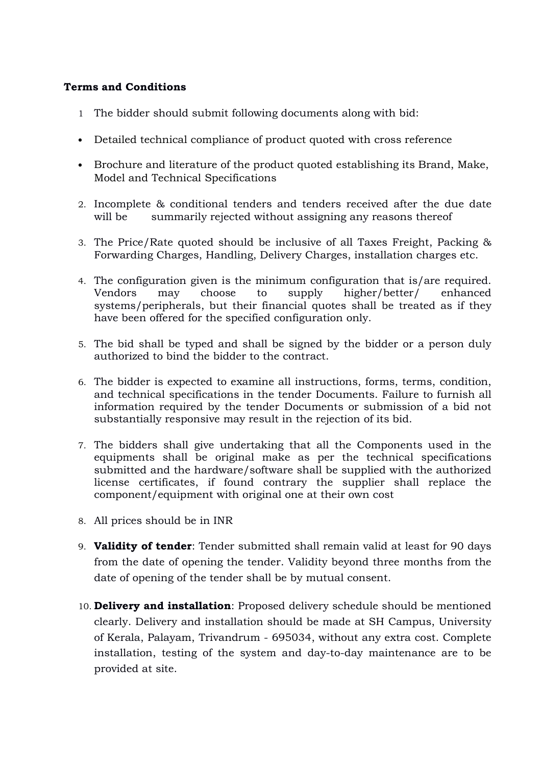**Terms and Conditions**

1. The bidder should submit following documents along with bid:

- Detailed technical compliance of product quoted with cross reference
- Brochure and literature of the product quoted establishing its Brand, Make, Model and Technical Specifications

2. Incomplete & conditional tenders and tenders received after the due date will be summarily rejected without assigning any reasons thereof
3. The Price/Rate quoted should be inclusive of all Taxes Freight, Packing & Forwarding Charges, Handling, Delivery Charges, installation charges etc.
4. The configuration given is the minimum configuration that is/are required. Vendors may choose to supply higher/better/ enhanced systems/peripherals, but their financial quotes shall be treated as if they have been offered for the specified configuration only.
5. The bid shall be typed and shall be signed by the bidder or a person duly authorized to bind the bidder to the contract.
6. The bidder is expected to examine all instructions, forms, terms, condition, and technical specifications in the tender Documents. Failure to furnish all information required by the tender Documents or submission of a bid not substantially responsive may result in the rejection of its bid.
7. The bidders shall give undertaking that all the Components used in the equipments shall be original make as per the technical specifications submitted and the hardware/software shall be supplied with the authorized license certificates, if found contrary the supplier shall replace the component/equipment with original one at their own cost
8. All prices should be in INR
9. **Validity of tender**: Tender submitted shall remain valid at least for 90 days from the date of opening the tender. Validity beyond three months from the date of opening of the tender shall be by mutual consent.
10. **Delivery and installation**: Proposed delivery schedule should be mentioned clearly. Delivery and installation should be made at SH Campus, University of Kerala, Palayam, Trivandrum - 695034, without any extra cost. Complete installation, testing of the system and day-to-day maintenance are to be provided at site.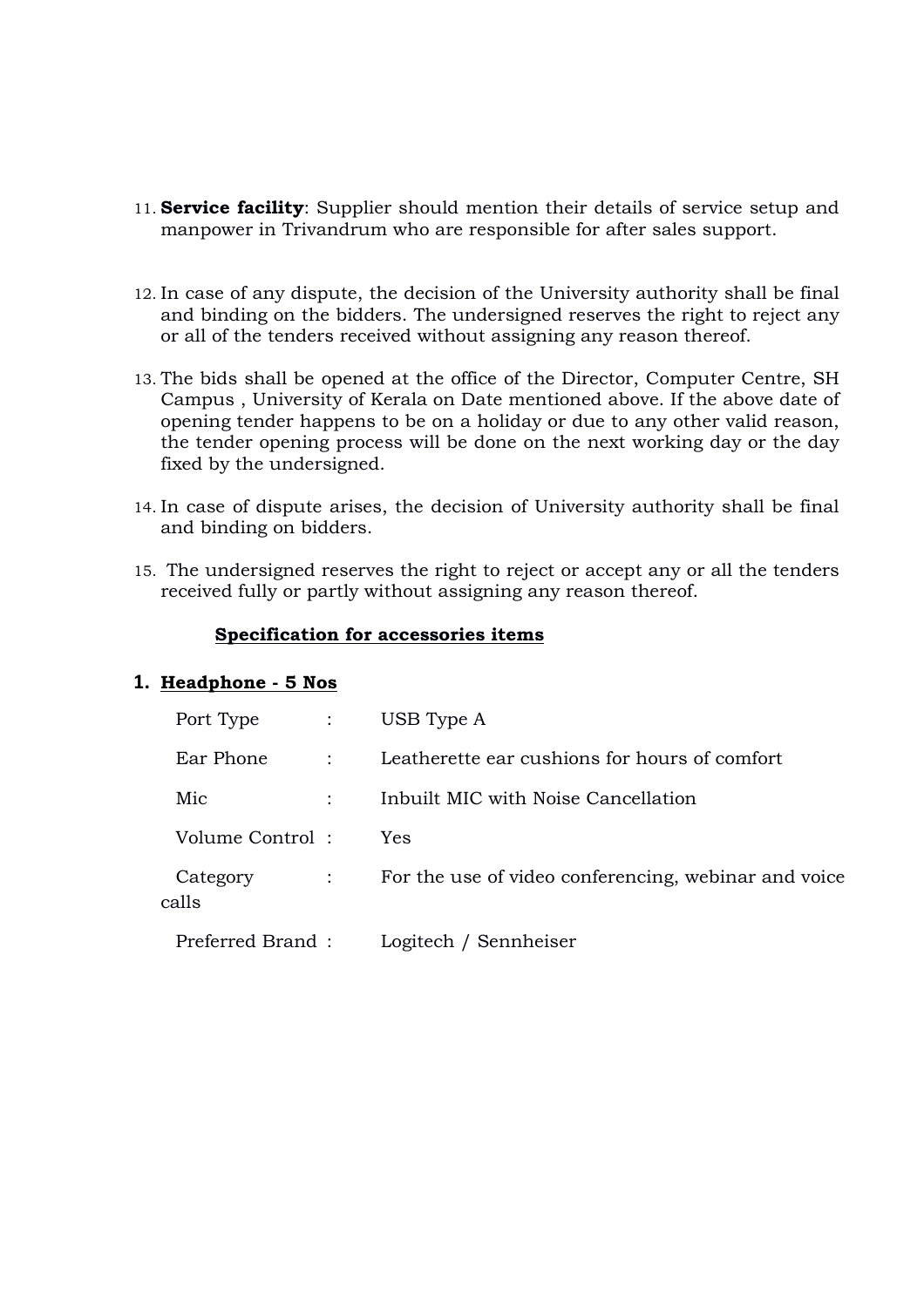11. **Service facility**: Supplier should mention their details of service setup and manpower in Trivandrum who are responsible for after sales support.

12. In case of any dispute, the decision of the University authority shall be final and binding on the bidders. The undersigned reserves the right to reject any or all of the tenders received without assigning any reason thereof.

13. The bids shall be opened at the office of the Director, Computer Centre, SH Campus , University of Kerala on Date mentioned above. If the above date of opening tender happens to be on a holiday or due to any other valid reason, the tender opening process will be done on the next working day or the day fixed by the undersigned.

14. In case of dispute arises, the decision of University authority shall be final and binding on bidders.

15. The undersigned reserves the right to reject or accept any or all the tenders received fully or partly without assigning any reason thereof.

**<u>Specification for accessories items</u>**

**1. <u>Headphone - 5 Nos</u>**

| | | |
|---|---|---|
| Port Type | : | USB Type A |
| Ear Phone | : | Leatherette ear cushions for hours of comfort |
| Mic | : | Inbuilt MIC with Noise Cancellation |
| Volume Control | : | Yes |
| Category | : | For the use of video conferencing, webinar and voice calls |
| Preferred Brand | : | Logitech / Sennheiser |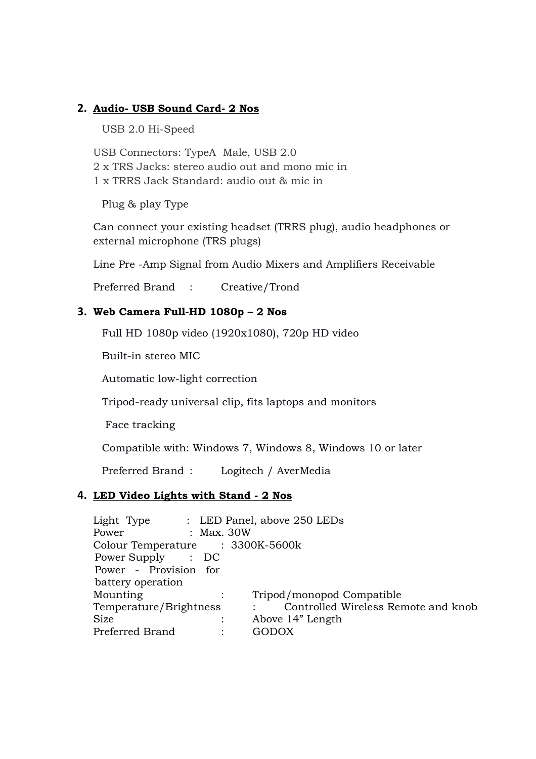## 2. **Audio- USB Sound Card- 2 Nos**

USB 2.0 Hi-Speed

USB Connectors: TypeA Male, USB 2.0
2 x TRS Jacks: stereo audio out and mono mic in
1 x TRRS Jack Standard: audio out & mic in

Plug & play Type

Can connect your existing headset (TRRS plug), audio headphones or external microphone (TRS plugs)

Line Pre -Amp Signal from Audio Mixers and Amplifiers Receivable

Preferred Brand : Creative/Trond

## 3. **Web Camera Full-HD 1080p – 2 Nos**

Full HD 1080p video (1920x1080), 720p HD video

Built-in stereo MIC

Automatic low-light correction

Tripod-ready universal clip, fits laptops and monitors

Face tracking

Compatible with: Windows 7, Windows 8, Windows 10 or later

Preferred Brand : Logitech / AverMedia

## 4. **LED Video Lights with Stand - 2 Nos**

Light Type : LED Panel, above 250 LEDs
Power : Max. 30W
Colour Temperature : 3300K-5600k
Power Supply : DC
Power - Provision for battery operation
Mounting : Tripod/monopod Compatible
Temperature/Brightness : Controlled Wireless Remote and knob
Size : Above 14" Length
Preferred Brand : GODOX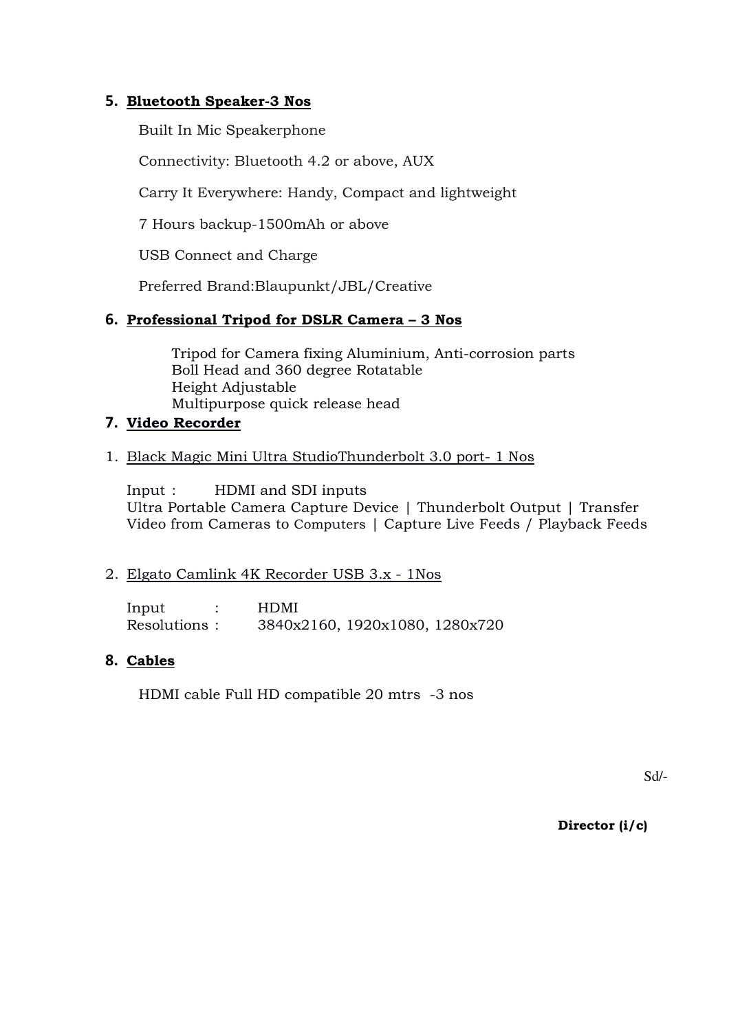**5. Bluetooth Speaker-3 Nos**

Built In Mic Speakerphone

Connectivity: Bluetooth 4.2 or above, AUX

Carry It Everywhere: Handy, Compact and lightweight

7 Hours backup-1500mAh or above

USB Connect and Charge

Preferred Brand:Blaupunkt/JBL/Creative

**6. Professional Tripod for DSLR Camera – 3 Nos**

Tripod for Camera fixing Aluminium, Anti-corrosion parts
Boll Head and 360 degree Rotatable
Height Adjustable
Multipurpose quick release head

**7. Video Recorder**

1. Black Magic Mini Ultra StudioThunderbolt 3.0 port- 1 Nos

   Input : HDMI and SDI inputs
   Ultra Portable Camera Capture Device | Thunderbolt Output | Transfer Video from Cameras to Computers | Capture Live Feeds / Playback Feeds

2. Elgato Camlink 4K Recorder USB 3.x - 1Nos

   Input : HDMI
   Resolutions : 3840x2160, 1920x1080, 1280x720

**8. Cables**

HDMI cable Full HD compatible 20 mtrs -3 nos

Sd/-

**Director (i/c)**